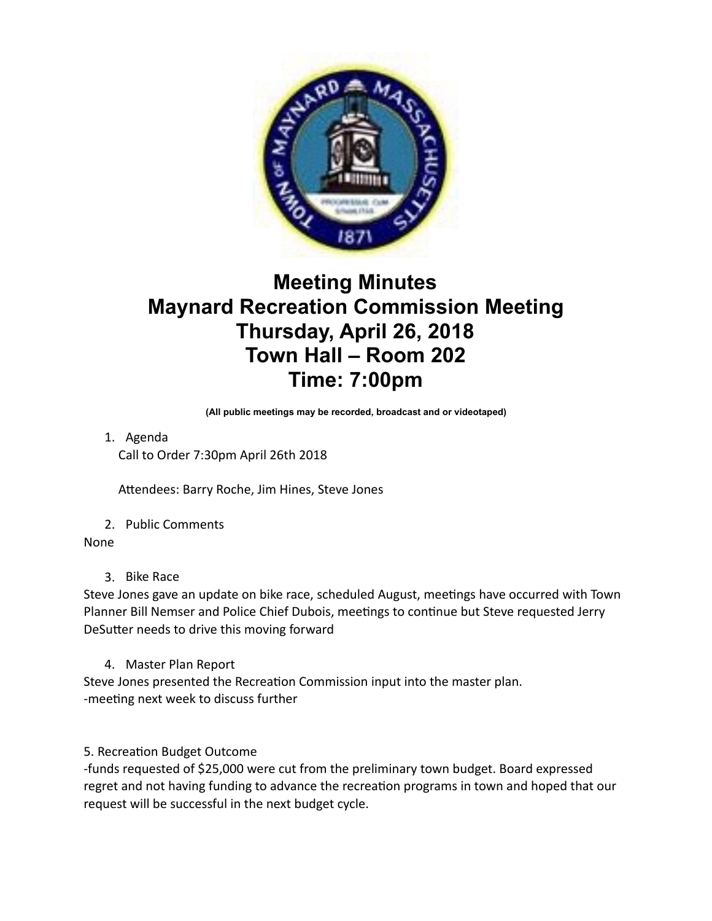# Meeting Minutes
# Maynard Recreation Commission Meeting
# Thursday, April 26, 2018
# Town Hall – Room 202
# Time: 7:00pm

**(All public meetings may be recorded, broadcast and or videotaped)**

1. Agenda
   Call to Order 7:30pm April 26th 2018

   Attendees: Barry Roche, Jim Hines, Steve Jones

2. Public Comments

None

3. Bike Race

Steve Jones gave an update on bike race, scheduled August, meetings have occurred with Town Planner Bill Nemser and Police Chief Dubois, meetings to continue but Steve requested Jerry DeSutter needs to drive this moving forward

4. Master Plan Report

Steve Jones presented the Recreation Commission input into the master plan.
-meeting next week to discuss further

5. Recreation Budget Outcome
-funds requested of $25,000 were cut from the preliminary town budget. Board expressed regret and not having funding to advance the recreation programs in town and hoped that our request will be successful in the next budget cycle.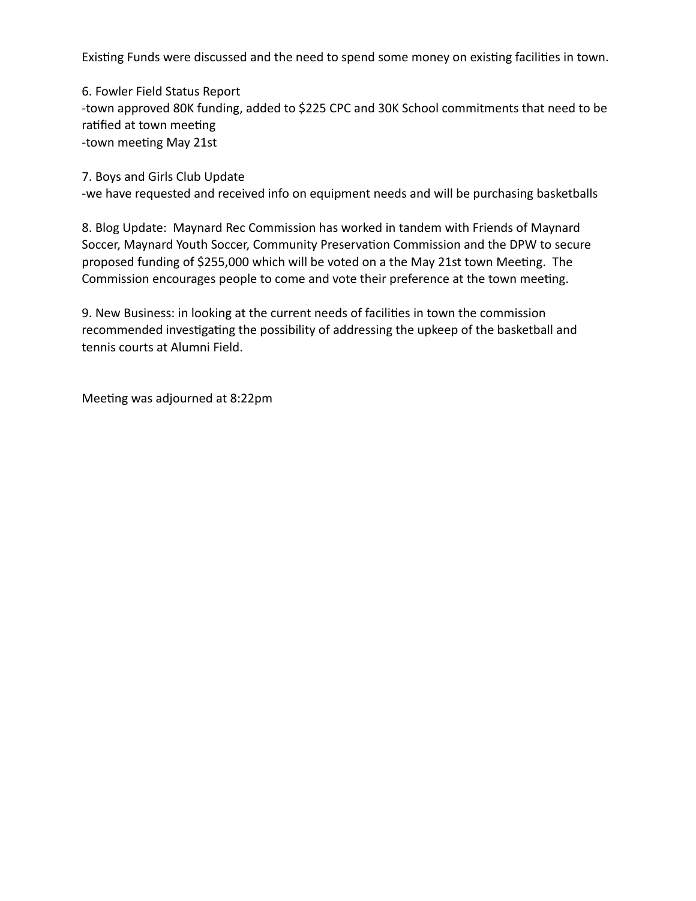Existing Funds were discussed and the need to spend some money on existing facilities in town.

6. Fowler Field Status Report
-town approved 80K funding, added to $225 CPC and 30K School commitments that need to be ratified at town meeting
-town meeting May 21st

7. Boys and Girls Club Update
-we have requested and received info on equipment needs and will be purchasing basketballs

8. Blog Update: Maynard Rec Commission has worked in tandem with Friends of Maynard Soccer, Maynard Youth Soccer, Community Preservation Commission and the DPW to secure proposed funding of $255,000 which will be voted on a the May 21st town Meeting. The Commission encourages people to come and vote their preference at the town meeting.

9. New Business: in looking at the current needs of facilities in town the commission recommended investigating the possibility of addressing the upkeep of the basketball and tennis courts at Alumni Field.

Meeting was adjourned at 8:22pm